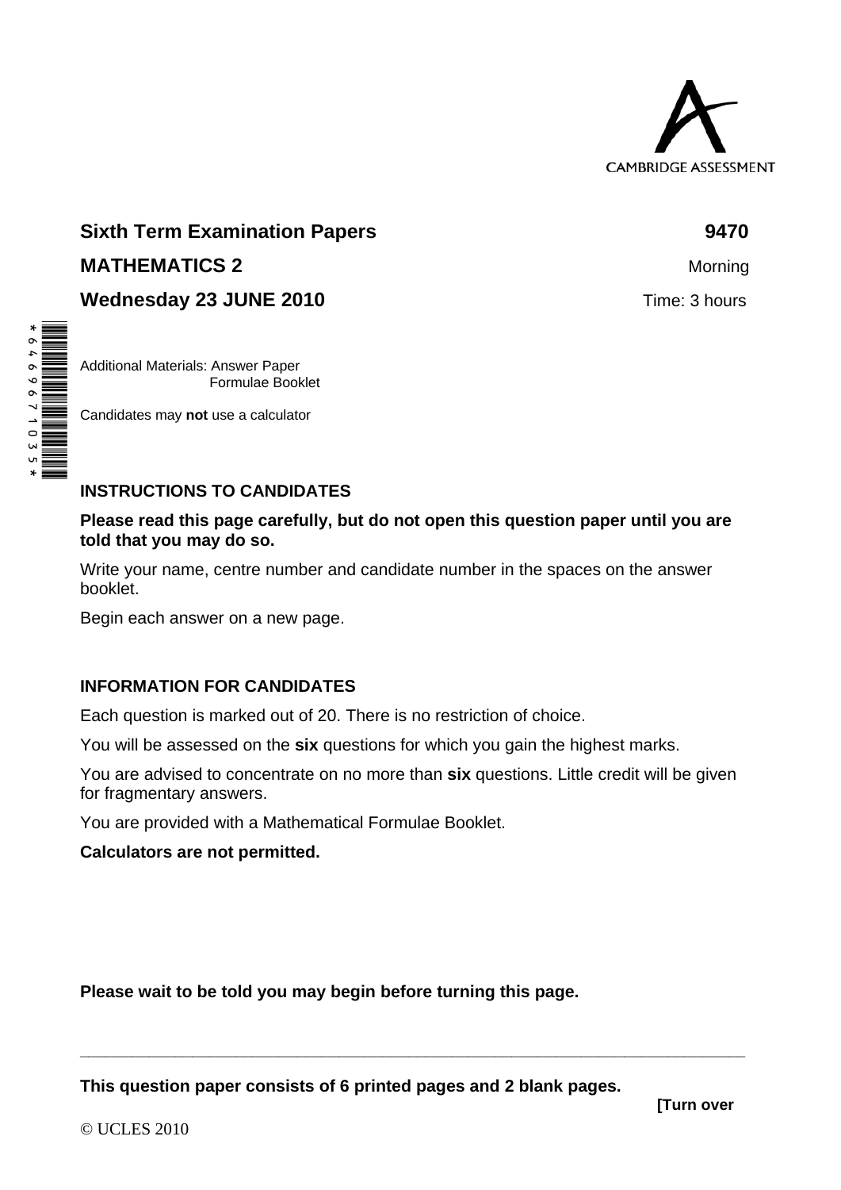CAMBRIDGE ASSESSMENT

**Sixth Term Examination Papers** **9470**

**MATHEMATICS 2** Morning

**Wednesday 23 JUNE 2010** Time: 3 hours

Additional Materials: Answer Paper
Formulae Booklet

Candidates may **not** use a calculator

## INSTRUCTIONS TO CANDIDATES

**Please read this page carefully, but do not open this question paper until you are told that you may do so.**

Write your name, centre number and candidate number in the spaces on the answer booklet.

Begin each answer on a new page.

## INFORMATION FOR CANDIDATES

Each question is marked out of 20. There is no restriction of choice.

You will be assessed on the **six** questions for which you gain the highest marks.

You are advised to concentrate on no more than **six** questions. Little credit will be given for fragmentary answers.

You are provided with a Mathematical Formulae Booklet.

**Calculators are not permitted.**

**Please wait to be told you may begin before turning this page.**

---

**This question paper consists of 6 printed pages and 2 blank pages.**

**[Turn over**

© UCLES 2010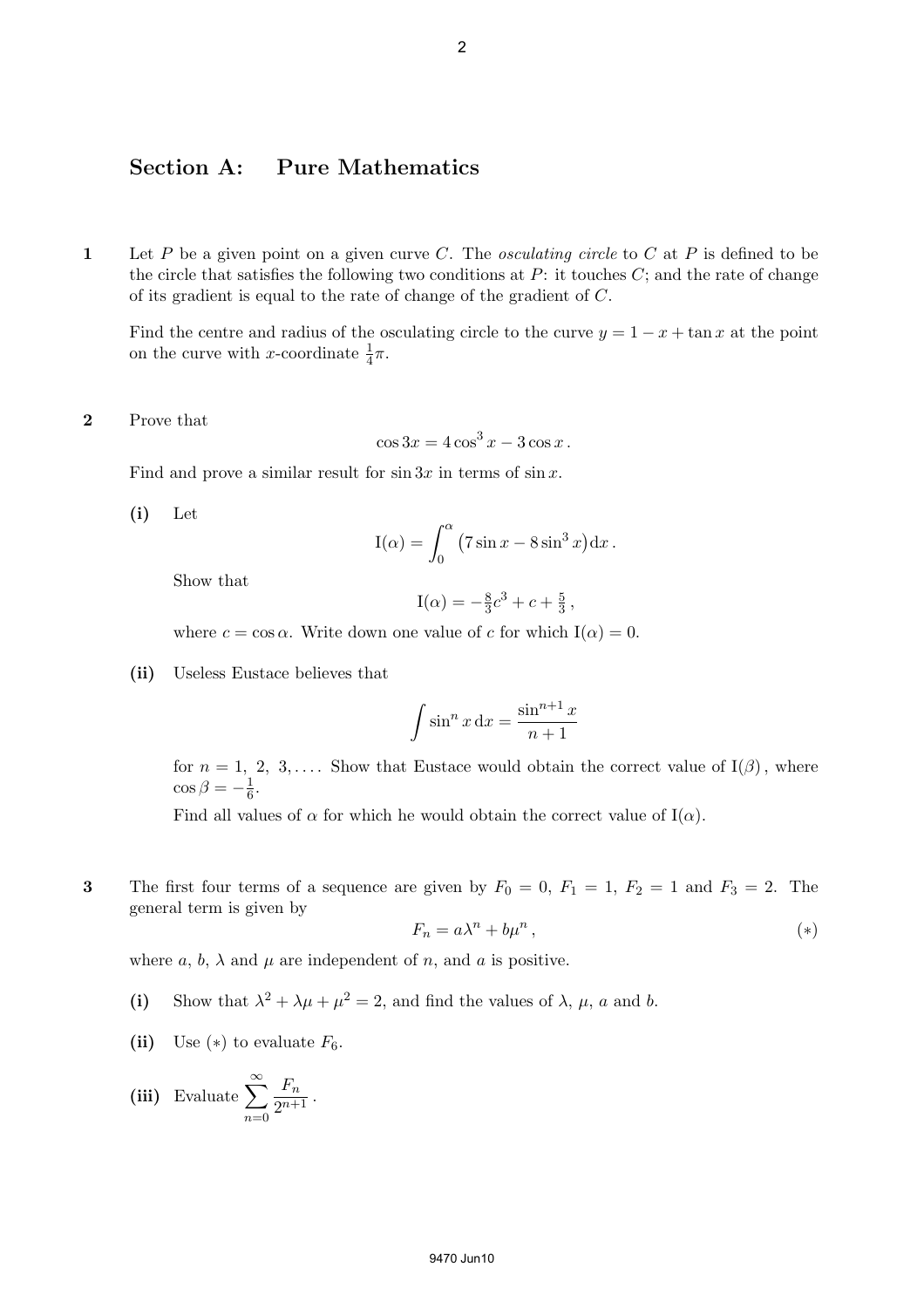## Section A: Pure Mathematics

**1** Let $P$ be a given point on a given curve $C$. The *osculating circle* to $C$ at $P$ is defined to be the circle that satisfies the following two conditions at $P$: it touches $C$; and the rate of change of its gradient is equal to the rate of change of the gradient of $C$.

Find the centre and radius of the osculating circle to the curve $y = 1 - x + \tan x$ at the point on the curve with $x$-coordinate $\frac{1}{4}\pi$.

**2** Prove that

$$\cos 3x = 4\cos^3 x - 3\cos x \,.$$

Find and prove a similar result for $\sin 3x$ in terms of $\sin x$.

**(i)** Let

$$\mathrm{I}(\alpha) = \int_0^{\alpha} \left(7\sin x - 8\sin^3 x\right) \mathrm{d}x \,.$$

Show that

$$\mathrm{I}(\alpha) = -\tfrac{8}{3}c^3 + c + \tfrac{5}{3} \,,$$

where $c = \cos\alpha$. Write down one value of $c$ for which $\mathrm{I}(\alpha) = 0$.

**(ii)** Useless Eustace believes that

$$\int \sin^n x \, \mathrm{d}x = \frac{\sin^{n+1} x}{n+1}$$

for $n = 1, 2, 3, \ldots$. Show that Eustace would obtain the correct value of $\mathrm{I}(\beta)$, where $\cos\beta = -\frac{1}{6}$.

Find all values of $\alpha$ for which he would obtain the correct value of $\mathrm{I}(\alpha)$.

**3** The first four terms of a sequence are given by $F_0 = 0$, $F_1 = 1$, $F_2 = 1$ and $F_3 = 2$. The general term is given by

$$F_n = a\lambda^n + b\mu^n \,, \qquad (*)$$

where $a$, $b$, $\lambda$ and $\mu$ are independent of $n$, and $a$ is positive.

**(i)** Show that $\lambda^2 + \lambda\mu + \mu^2 = 2$, and find the values of $\lambda$, $\mu$, $a$ and $b$.

**(ii)** Use $(*)$ to evaluate $F_6$.

**(iii)** Evaluate $\displaystyle\sum_{n=0}^{\infty} \frac{F_n}{2^{n+1}}$.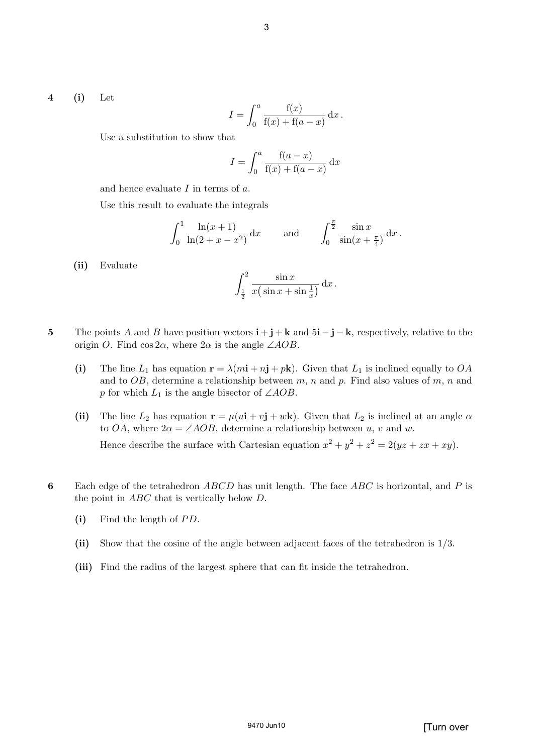**4** **(i)** Let

$$I = \int_0^a \frac{\mathrm{f}(x)}{\mathrm{f}(x) + \mathrm{f}(a-x)}\,\mathrm{d}x\,.$$

Use a substitution to show that

$$I = \int_0^a \frac{\mathrm{f}(a-x)}{\mathrm{f}(x) + \mathrm{f}(a-x)}\,\mathrm{d}x$$

and hence evaluate $I$ in terms of $a$.

Use this result to evaluate the integrals

$$\int_0^1 \frac{\ln(x+1)}{\ln(2+x-x^2)}\,\mathrm{d}x \qquad \text{and} \qquad \int_0^{\frac{\pi}{2}} \frac{\sin x}{\sin(x+\frac{\pi}{4})}\,\mathrm{d}x\,.$$

**(ii)** Evaluate

$$\int_{\frac{1}{2}}^{2} \frac{\sin x}{x\big(\sin x + \sin\frac{1}{x}\big)}\,\mathrm{d}x\,.$$

**5** The points $A$ and $B$ have position vectors $\mathbf{i}+\mathbf{j}+\mathbf{k}$ and $5\mathbf{i}-\mathbf{j}-\mathbf{k}$, respectively, relative to the origin $O$. Find $\cos 2\alpha$, where $2\alpha$ is the angle $\angle AOB$.

**(i)** The line $L_1$ has equation $\mathbf{r} = \lambda(m\mathbf{i}+n\mathbf{j}+p\mathbf{k})$. Given that $L_1$ is inclined equally to $OA$ and to $OB$, determine a relationship between $m$, $n$ and $p$. Find also values of $m$, $n$ and $p$ for which $L_1$ is the angle bisector of $\angle AOB$.

**(ii)** The line $L_2$ has equation $\mathbf{r} = \mu(u\mathbf{i}+v\mathbf{j}+w\mathbf{k})$. Given that $L_2$ is inclined at an angle $\alpha$ to $OA$, where $2\alpha = \angle AOB$, determine a relationship between $u$, $v$ and $w$.

Hence describe the surface with Cartesian equation $x^2+y^2+z^2 = 2(yz+zx+xy)$.

**6** Each edge of the tetrahedron $ABCD$ has unit length. The face $ABC$ is horizontal, and $P$ is the point in $ABC$ that is vertically below $D$.

**(i)** Find the length of $PD$.

**(ii)** Show that the cosine of the angle between adjacent faces of the tetrahedron is $1/3$.

**(iii)** Find the radius of the largest sphere that can fit inside the tetrahedron.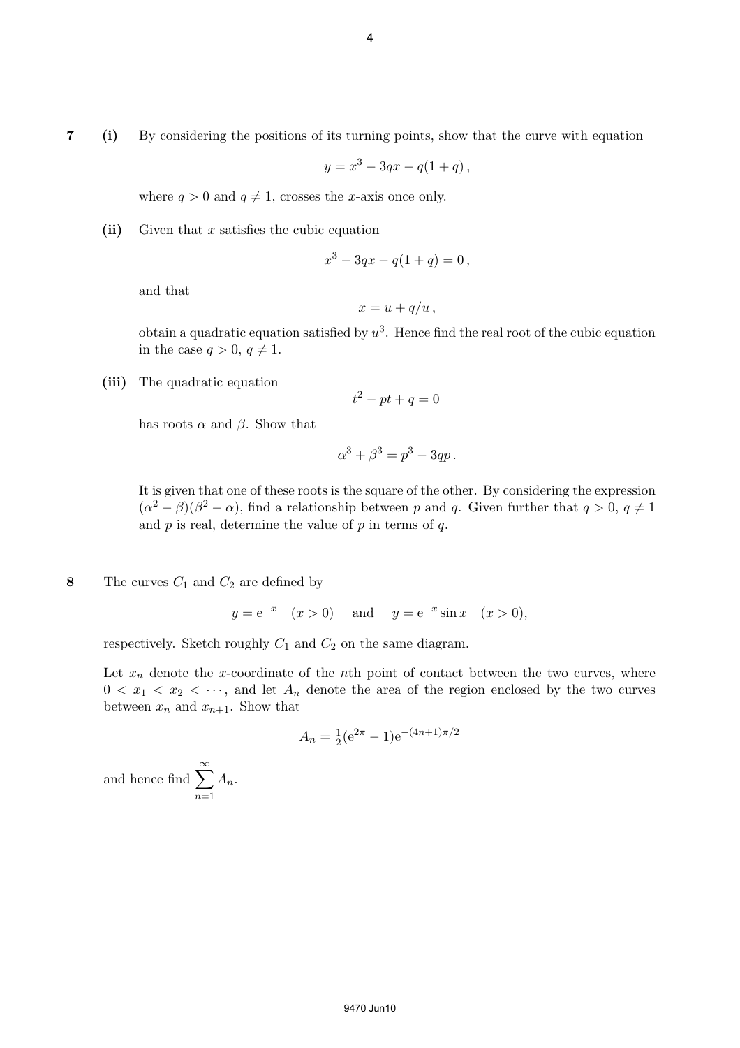**7** **(i)** By considering the positions of its turning points, show that the curve with equation

$$y = x^3 - 3qx - q(1+q)\,,$$

where $q > 0$ and $q \neq 1$, crosses the $x$-axis once only.

**(ii)** Given that $x$ satisfies the cubic equation

$$x^3 - 3qx - q(1+q) = 0\,,$$

and that

$$x = u + q/u\,,$$

obtain a quadratic equation satisfied by $u^3$. Hence find the real root of the cubic equation in the case $q > 0$, $q \neq 1$.

**(iii)** The quadratic equation

$$t^2 - pt + q = 0$$

has roots $\alpha$ and $\beta$. Show that

$$\alpha^3 + \beta^3 = p^3 - 3qp\,.$$

It is given that one of these roots is the square of the other. By considering the expression $(\alpha^2 - \beta)(\beta^2 - \alpha)$, find a relationship between $p$ and $q$. Given further that $q > 0$, $q \neq 1$ and $p$ is real, determine the value of $p$ in terms of $q$.

**8** The curves $C_1$ and $C_2$ are defined by

$$y = \mathrm{e}^{-x} \quad (x > 0) \qquad \text{and} \qquad y = \mathrm{e}^{-x} \sin x \quad (x > 0),$$

respectively. Sketch roughly $C_1$ and $C_2$ on the same diagram.

Let $x_n$ denote the $x$-coordinate of the $n$th point of contact between the two curves, where $0 < x_1 < x_2 < \cdots$, and let $A_n$ denote the area of the region enclosed by the two curves between $x_n$ and $x_{n+1}$. Show that

$$A_n = \tfrac{1}{2}(\mathrm{e}^{2\pi} - 1)\mathrm{e}^{-(4n+1)\pi/2}$$

and hence find $\displaystyle\sum_{n=1}^{\infty} A_n$.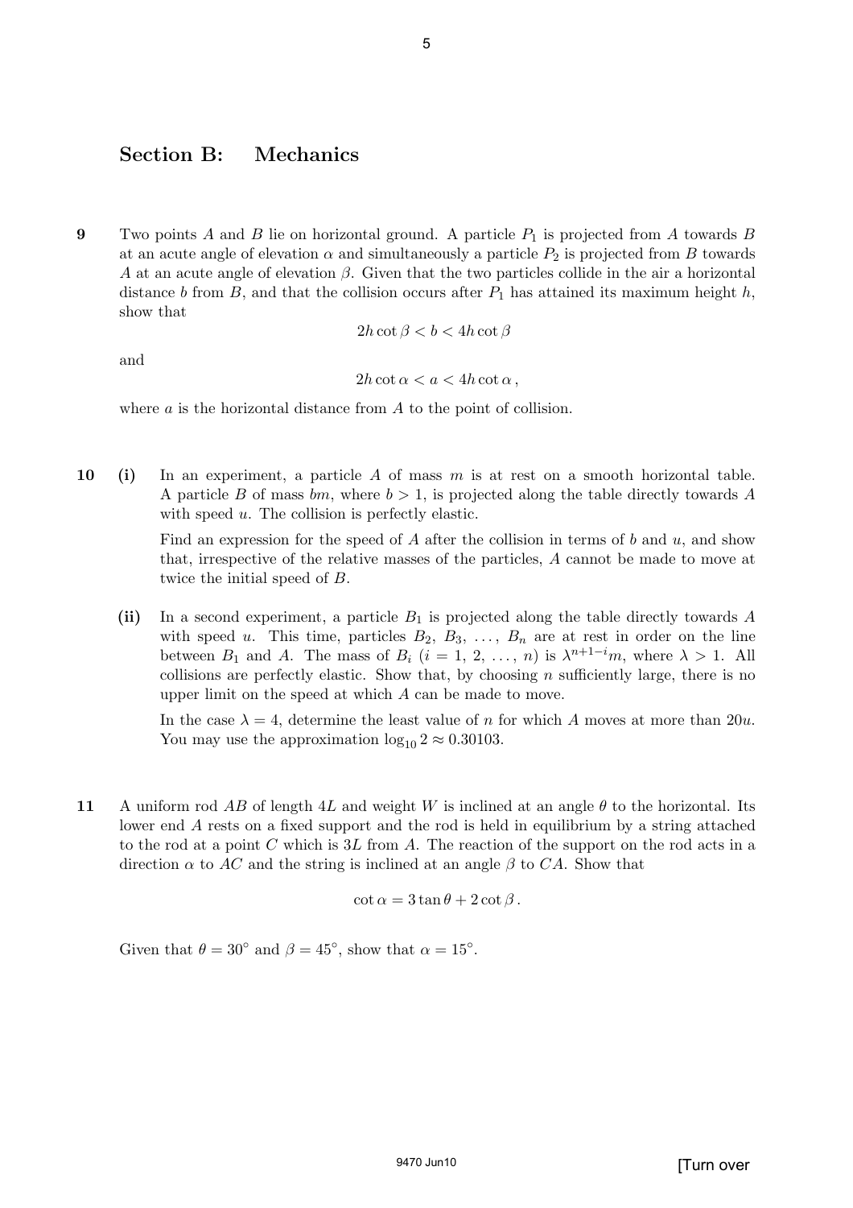## Section B: Mechanics

**9** Two points $A$ and $B$ lie on horizontal ground. A particle $P_1$ is projected from $A$ towards $B$ at an acute angle of elevation $\alpha$ and simultaneously a particle $P_2$ is projected from $B$ towards $A$ at an acute angle of elevation $\beta$. Given that the two particles collide in the air a horizontal distance $b$ from $B$, and that the collision occurs after $P_1$ has attained its maximum height $h$, show that

$$2h\cot\beta < b < 4h\cot\beta$$

and

$$2h\cot\alpha < a < 4h\cot\alpha\,,$$

where $a$ is the horizontal distance from $A$ to the point of collision.

**10** **(i)** In an experiment, a particle $A$ of mass $m$ is at rest on a smooth horizontal table. A particle $B$ of mass $bm$, where $b > 1$, is projected along the table directly towards $A$ with speed $u$. The collision is perfectly elastic.

Find an expression for the speed of $A$ after the collision in terms of $b$ and $u$, and show that, irrespective of the relative masses of the particles, $A$ cannot be made to move at twice the initial speed of $B$.

**(ii)** In a second experiment, a particle $B_1$ is projected along the table directly towards $A$ with speed $u$. This time, particles $B_2$, $B_3$, $\ldots$, $B_n$ are at rest in order on the line between $B_1$ and $A$. The mass of $B_i$ ($i = 1, 2, \ldots, n$) is $\lambda^{n+1-i}m$, where $\lambda > 1$. All collisions are perfectly elastic. Show that, by choosing $n$ sufficiently large, there is no upper limit on the speed at which $A$ can be made to move.

In the case $\lambda = 4$, determine the least value of $n$ for which $A$ moves at more than $20u$. You may use the approximation $\log_{10} 2 \approx 0.30103$.

**11** A uniform rod $AB$ of length $4L$ and weight $W$ is inclined at an angle $\theta$ to the horizontal. Its lower end $A$ rests on a fixed support and the rod is held in equilibrium by a string attached to the rod at a point $C$ which is $3L$ from $A$. The reaction of the support on the rod acts in a direction $\alpha$ to $AC$ and the string is inclined at an angle $\beta$ to $CA$. Show that

$$\cot\alpha = 3\tan\theta + 2\cot\beta\,.$$

Given that $\theta = 30^\circ$ and $\beta = 45^\circ$, show that $\alpha = 15^\circ$.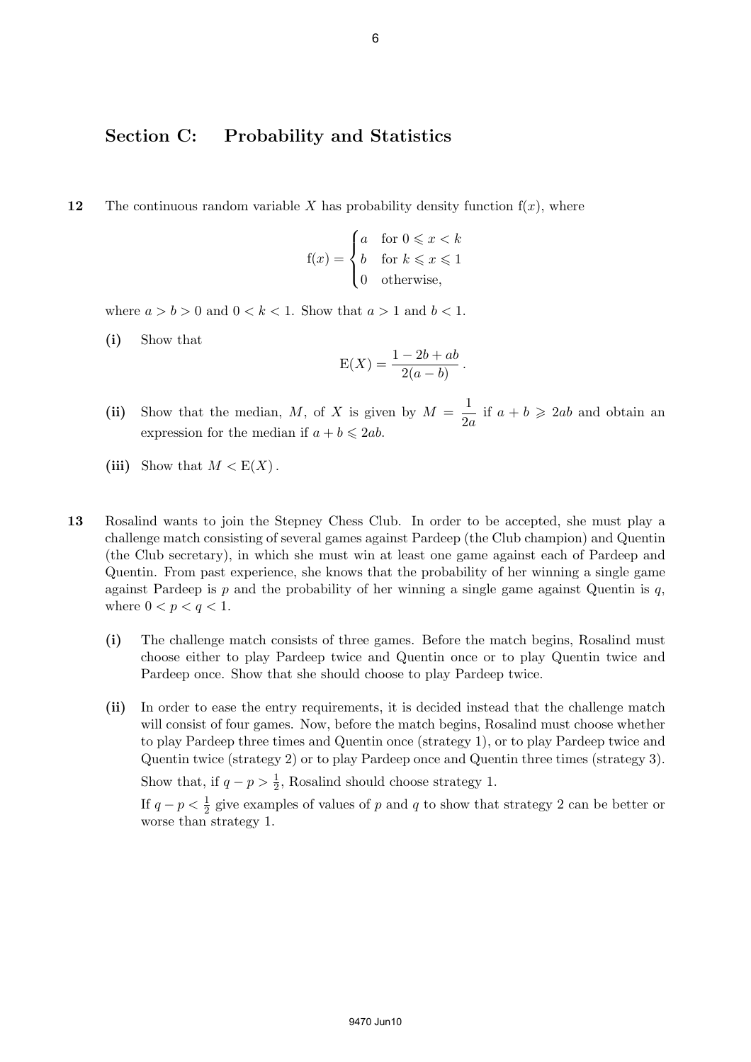## Section C: Probability and Statistics

**12** The continuous random variable $X$ has probability density function $\text{f}(x)$, where

$$\text{f}(x) = \begin{cases} a & \text{for } 0 \leqslant x < k \\ b & \text{for } k \leqslant x \leqslant 1 \\ 0 & \text{otherwise,} \end{cases}$$

where $a > b > 0$ and $0 < k < 1$. Show that $a > 1$ and $b < 1$.

**(i)** Show that

$$\text{E}(X) = \frac{1 - 2b + ab}{2(a-b)}.$$

**(ii)** Show that the median, $M$, of $X$ is given by $M = \dfrac{1}{2a}$ if $a + b \geqslant 2ab$ and obtain an expression for the median if $a + b \leqslant 2ab$.

**(iii)** Show that $M < \text{E}(X)$.

**13** Rosalind wants to join the Stepney Chess Club. In order to be accepted, she must play a challenge match consisting of several games against Pardeep (the Club champion) and Quentin (the Club secretary), in which she must win at least one game against each of Pardeep and Quentin. From past experience, she knows that the probability of her winning a single game against Pardeep is $p$ and the probability of her winning a single game against Quentin is $q$, where $0 < p < q < 1$.

**(i)** The challenge match consists of three games. Before the match begins, Rosalind must choose either to play Pardeep twice and Quentin once or to play Quentin twice and Pardeep once. Show that she should choose to play Pardeep twice.

**(ii)** In order to ease the entry requirements, it is decided instead that the challenge match will consist of four games. Now, before the match begins, Rosalind must choose whether to play Pardeep three times and Quentin once (strategy 1), or to play Pardeep twice and Quentin twice (strategy 2) or to play Pardeep once and Quentin three times (strategy 3).

Show that, if $q - p > \frac{1}{2}$, Rosalind should choose strategy 1.

If $q - p < \frac{1}{2}$ give examples of values of $p$ and $q$ to show that strategy 2 can be better or worse than strategy 1.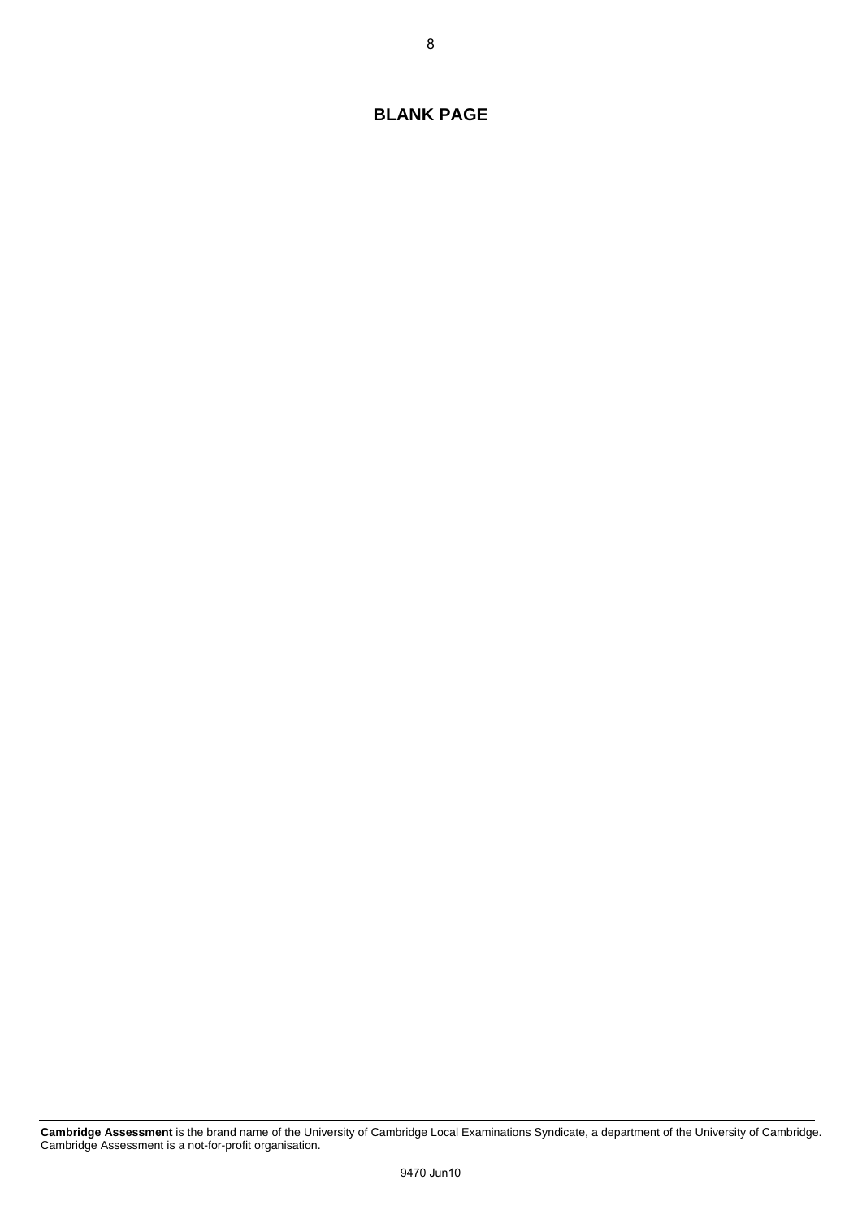**BLANK PAGE**

**Cambridge Assessment** is the brand name of the University of Cambridge Local Examinations Syndicate, a department of the University of Cambridge. Cambridge Assessment is a not-for-profit organisation.